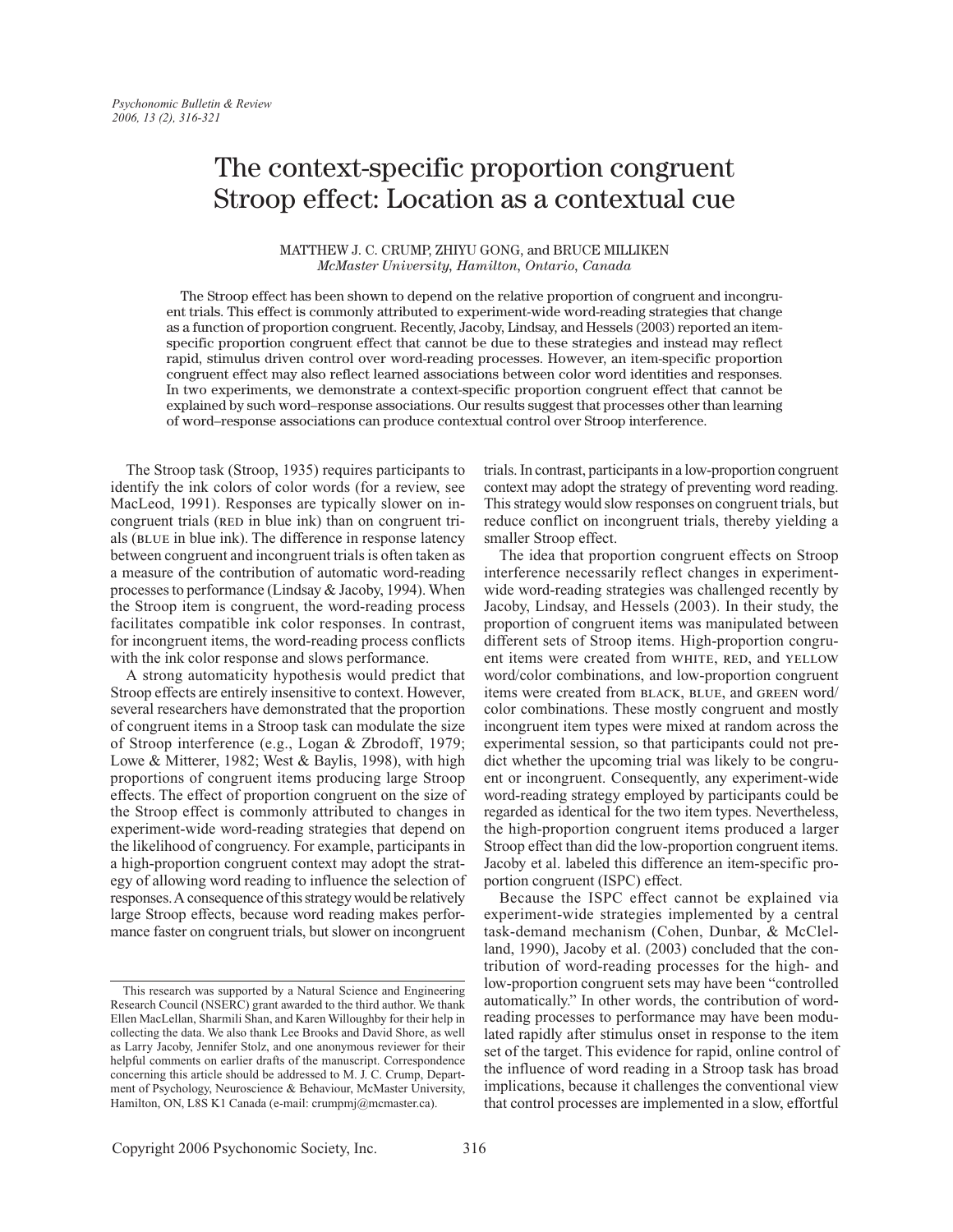# The context-specific proportion congruent Stroop effect: Location as a contextual cue

MATTHEW J. C. CRUMP, ZHIYU GONG, and BRUCE MILLIKEN
*McMaster University, Hamilton, Ontario, Canada*

The Stroop effect has been shown to depend on the relative proportion of congruent and incongruent trials. This effect is commonly attributed to experiment-wide word-reading strategies that change as a function of proportion congruent. Recently, Jacoby, Lindsay, and Hessels (2003) reported an item-specific proportion congruent effect that cannot be due to these strategies and instead may reflect rapid, stimulus driven control over word-reading processes. However, an item-specific proportion congruent effect may also reflect learned associations between color word identities and responses. In two experiments, we demonstrate a context-specific proportion congruent effect that cannot be explained by such word–response associations. Our results suggest that processes other than learning of word–response associations can produce contextual control over Stroop interference.

The Stroop task (Stroop, 1935) requires participants to identify the ink colors of color words (for a review, see MacLeod, 1991). Responses are typically slower on incongruent trials (RED in blue ink) than on congruent trials (BLUE in blue ink). The difference in response latency between congruent and incongruent trials is often taken as a measure of the contribution of automatic word-reading processes to performance (Lindsay & Jacoby, 1994). When the Stroop item is congruent, the word-reading process facilitates compatible ink color responses. In contrast, for incongruent items, the word-reading process conflicts with the ink color response and slows performance.

A strong automaticity hypothesis would predict that Stroop effects are entirely insensitive to context. However, several researchers have demonstrated that the proportion of congruent items in a Stroop task can modulate the size of Stroop interference (e.g., Logan & Zbrodoff, 1979; Lowe & Mitterer, 1982; West & Baylis, 1998), with high proportions of congruent items producing large Stroop effects. The effect of proportion congruent on the size of the Stroop effect is commonly attributed to changes in experiment-wide word-reading strategies that depend on the likelihood of congruency. For example, participants in a high-proportion congruent context may adopt the strategy of allowing word reading to influence the selection of responses. A consequence of this strategy would be relatively large Stroop effects, because word reading makes performance faster on congruent trials, but slower on incongruent trials. In contrast, participants in a low-proportion congruent context may adopt the strategy of preventing word reading. This strategy would slow responses on congruent trials, but reduce conflict on incongruent trials, thereby yielding a smaller Stroop effect.

The idea that proportion congruent effects on Stroop interference necessarily reflect changes in experiment-wide word-reading strategies was challenged recently by Jacoby, Lindsay, and Hessels (2003). In their study, the proportion of congruent items was manipulated between different sets of Stroop items. High-proportion congruent items were created from WHITE, RED, and YELLOW word/color combinations, and low-proportion congruent items were created from BLACK, BLUE, and GREEN word/color combinations. These mostly congruent and mostly incongruent item types were mixed at random across the experimental session, so that participants could not predict whether the upcoming trial was likely to be congruent or incongruent. Consequently, any experiment-wide word-reading strategy employed by participants could be regarded as identical for the two item types. Nevertheless, the high-proportion congruent items produced a larger Stroop effect than did the low-proportion congruent items. Jacoby et al. labeled this difference an item-specific proportion congruent (ISPC) effect.

Because the ISPC effect cannot be explained via experiment-wide strategies implemented by a central task-demand mechanism (Cohen, Dunbar, & McClelland, 1990), Jacoby et al. (2003) concluded that the contribution of word-reading processes for the high- and low-proportion congruent sets may have been "controlled automatically." In other words, the contribution of word-reading processes to performance may have been modulated rapidly after stimulus onset in response to the item set of the target. This evidence for rapid, online control of the influence of word reading in a Stroop task has broad implications, because it challenges the conventional view that control processes are implemented in a slow, effortful

This research was supported by a Natural Science and Engineering Research Council (NSERC) grant awarded to the third author. We thank Ellen MacLellan, Sharmili Shan, and Karen Willoughby for their help in collecting the data. We also thank Lee Brooks and David Shore, as well as Larry Jacoby, Jennifer Stolz, and one anonymous reviewer for their helpful comments on earlier drafts of the manuscript. Correspondence concerning this article should be addressed to M. J. C. Crump, Department of Psychology, Neuroscience & Behaviour, McMaster University, Hamilton, ON, L8S K1 Canada (e-mail: crumpmj@mcmaster.ca).

Copyright 2006 Psychonomic Society, Inc.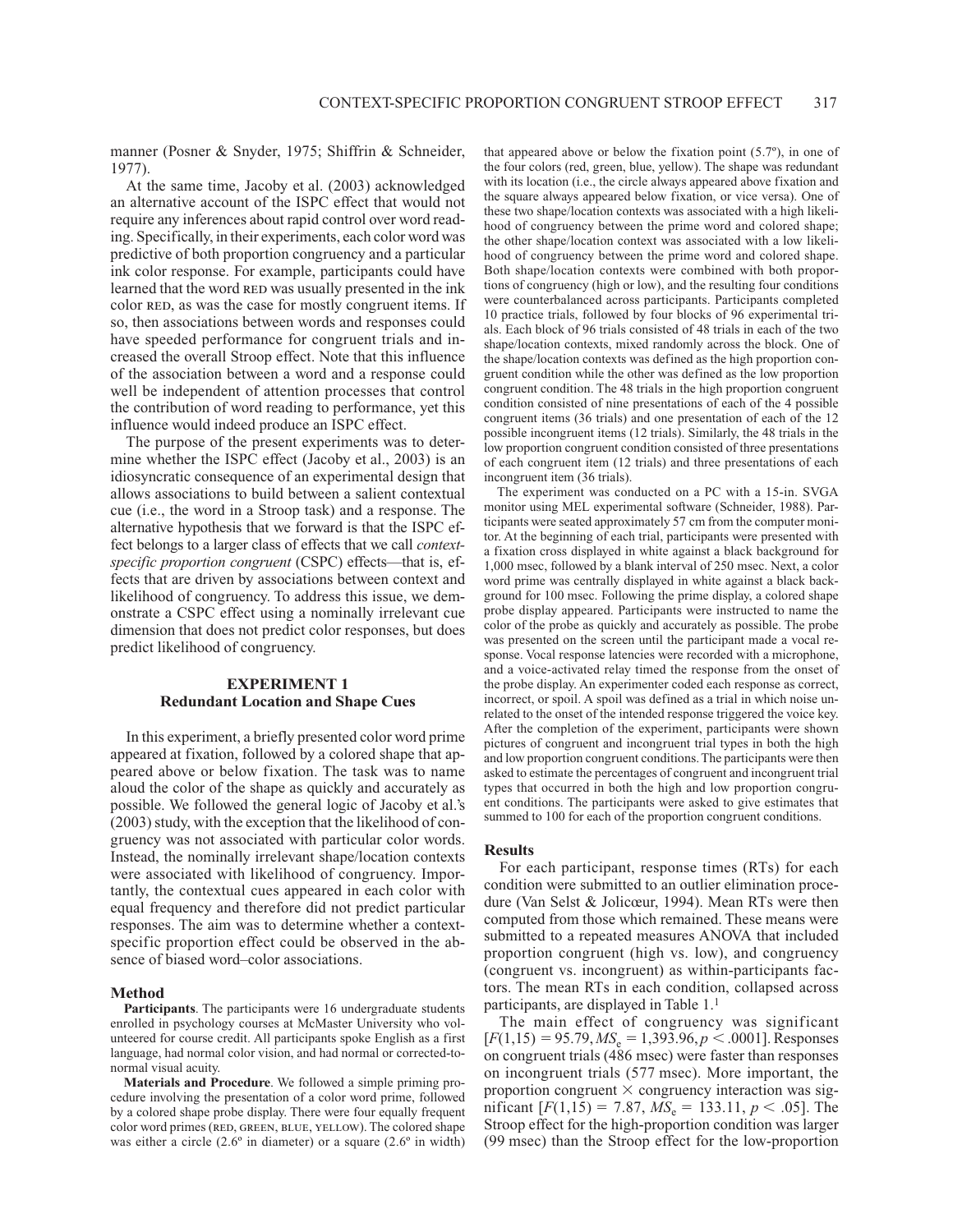manner (Posner & Snyder, 1975; Shiffrin & Schneider, 1977).

At the same time, Jacoby et al. (2003) acknowledged an alternative account of the ISPC effect that would not require any inferences about rapid control over word reading. Specifically, in their experiments, each color word was predictive of both proportion congruency and a particular ink color response. For example, participants could have learned that the word RED was usually presented in the ink color RED, as was the case for mostly congruent items. If so, then associations between words and responses could have speeded performance for congruent trials and increased the overall Stroop effect. Note that this influence of the association between a word and a response could well be independent of attention processes that control the contribution of word reading to performance, yet this influence would indeed produce an ISPC effect.

The purpose of the present experiments was to determine whether the ISPC effect (Jacoby et al., 2003) is an idiosyncratic consequence of an experimental design that allows associations to build between a salient contextual cue (i.e., the word in a Stroop task) and a response. The alternative hypothesis that we forward is that the ISPC effect belongs to a larger class of effects that we call *context-specific proportion congruent* (CSPC) effects—that is, effects that are driven by associations between context and likelihood of congruency. To address this issue, we demonstrate a CSPC effect using a nominally irrelevant cue dimension that does not predict color responses, but does predict likelihood of congruency.

## EXPERIMENT 1
## Redundant Location and Shape Cues

In this experiment, a briefly presented color word prime appeared at fixation, followed by a colored shape that appeared above or below fixation. The task was to name aloud the color of the shape as quickly and accurately as possible. We followed the general logic of Jacoby et al.'s (2003) study, with the exception that the likelihood of congruency was not associated with particular color words. Instead, the nominally irrelevant shape/location contexts were associated with likelihood of congruency. Importantly, the contextual cues appeared in each color with equal frequency and therefore did not predict particular responses. The aim was to determine whether a context-specific proportion effect could be observed in the absence of biased word–color associations.

### Method

**Participants**. The participants were 16 undergraduate students enrolled in psychology courses at McMaster University who volunteered for course credit. All participants spoke English as a first language, had normal color vision, and had normal or corrected-to-normal visual acuity.

**Materials and Procedure**. We followed a simple priming procedure involving the presentation of a color word prime, followed by a colored shape probe display. There were four equally frequent color word primes (RED, GREEN, BLUE, YELLOW). The colored shape was either a circle (2.6º in diameter) or a square (2.6º in width) that appeared above or below the fixation point (5.7º), in one of the four colors (red, green, blue, yellow). The shape was redundant with its location (i.e., the circle always appeared above fixation and the square always appeared below fixation, or vice versa). One of these two shape/location contexts was associated with a high likelihood of congruency between the prime word and colored shape; the other shape/location context was associated with a low likelihood of congruency between the prime word and colored shape. Both shape/location contexts were combined with both proportions of congruency (high or low), and the resulting four conditions were counterbalanced across participants. Participants completed 10 practice trials, followed by four blocks of 96 experimental trials. Each block of 96 trials consisted of 48 trials in each of the two shape/location contexts, mixed randomly across the block. One of the shape/location contexts was defined as the high proportion congruent condition while the other was defined as the low proportion congruent condition. The 48 trials in the high proportion congruent condition consisted of nine presentations of each of the 4 possible congruent items (36 trials) and one presentation of each of the 12 possible incongruent items (12 trials). Similarly, the 48 trials in the low proportion congruent condition consisted of three presentations of each congruent item (12 trials) and three presentations of each incongruent item (36 trials).

The experiment was conducted on a PC with a 15-in. SVGA monitor using MEL experimental software (Schneider, 1988). Participants were seated approximately 57 cm from the computer monitor. At the beginning of each trial, participants were presented with a fixation cross displayed in white against a black background for 1,000 msec, followed by a blank interval of 250 msec. Next, a color word prime was centrally displayed in white against a black background for 100 msec. Following the prime display, a colored shape probe display appeared. Participants were instructed to name the color of the probe as quickly and accurately as possible. The probe was presented on the screen until the participant made a vocal response. Vocal response latencies were recorded with a microphone, and a voice-activated relay timed the response from the onset of the probe display. An experimenter coded each response as correct, incorrect, or spoil. A spoil was defined as a trial in which noise unrelated to the onset of the intended response triggered the voice key. After the completion of the experiment, participants were shown pictures of congruent and incongruent trial types in both the high and low proportion congruent conditions. The participants were then asked to estimate the percentages of congruent and incongruent trial types that occurred in both the high and low proportion congruent conditions. The participants were asked to give estimates that summed to 100 for each of the proportion congruent conditions.

### Results

For each participant, response times (RTs) for each condition were submitted to an outlier elimination procedure (Van Selst & Jolicœur, 1994). Mean RTs were then computed from those which remained. These means were submitted to a repeated measures ANOVA that included proportion congruent (high vs. low), and congruency (congruent vs. incongruent) as within-participants factors. The mean RTs in each condition, collapsed across participants, are displayed in Table 1.[1]

The main effect of congruency was significant [$F(1,15) = 95.79, MS_e = 1{,}393.96, p < .0001$]. Responses on congruent trials (486 msec) were faster than responses on incongruent trials (577 msec). More important, the proportion congruent × congruency interaction was significant [$F(1,15) = 7.87, MS_e = 133.11, p < .05$]. The Stroop effect for the high-proportion condition was larger (99 msec) than the Stroop effect for the low-proportion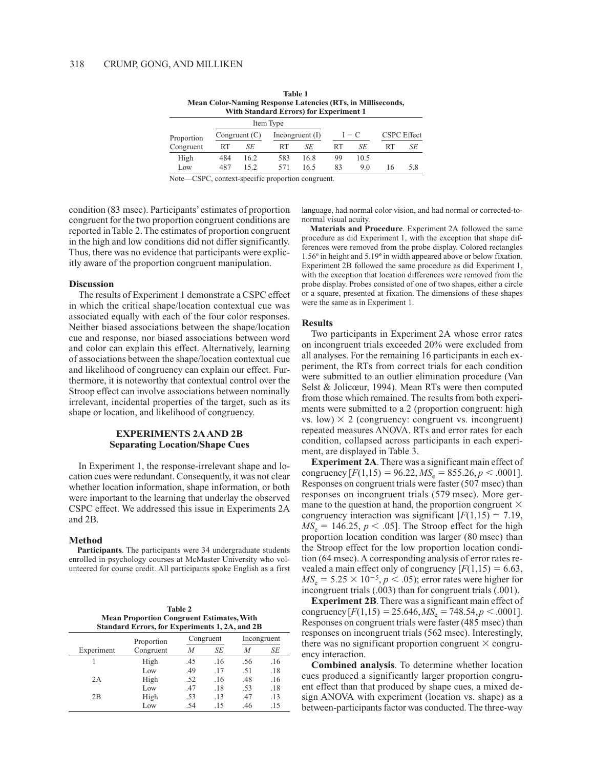**Table 1**
**Mean Color-Naming Response Latencies (RTs, in Milliseconds, With Standard Errors) for Experiment 1**

| Proportion Congruent | Congruent (C) | | Incongruent (I) | | I − C | | CSPC Effect | |
|---|---|---|---|---|---|---|---|---|
| | RT | *SE* | RT | *SE* | RT | *SE* | RT | *SE* |
| High | 484 | 16.2 | 583 | 16.8 | 99 | 10.5 | | |
| Low | 487 | 15.2 | 571 | 16.5 | 83 | 9.0 | 16 | 5.8 |

Note—CSPC, context-specific proportion congruent.

condition (83 msec). Participants' estimates of proportion congruent for the two proportion congruent conditions are reported in Table 2. The estimates of proportion congruent in the high and low conditions did not differ significantly. Thus, there was no evidence that participants were explicitly aware of the proportion congruent manipulation.

### Discussion

The results of Experiment 1 demonstrate a CSPC effect in which the critical shape/location contextual cue was associated equally with each of the four color responses. Neither biased associations between the shape/location cue and response, nor biased associations between word and color can explain this effect. Alternatively, learning of associations between the shape/location contextual cue and likelihood of congruency can explain our effect. Furthermore, it is noteworthy that contextual control over the Stroop effect can involve associations between nominally irrelevant, incidental properties of the target, such as its shape or location, and likelihood of congruency.

## EXPERIMENTS 2A AND 2B
## Separating Location/Shape Cues

In Experiment 1, the response-irrelevant shape and location cues were redundant. Consequently, it was not clear whether location information, shape information, or both were important to the learning that underlay the observed CSPC effect. We addressed this issue in Experiments 2A and 2B.

### Method

**Participants**. The participants were 34 undergraduate students enrolled in psychology courses at McMaster University who volunteered for course credit. All participants spoke English as a first language, had normal color vision, and had normal or corrected-to-normal visual acuity.

**Materials and Procedure**. Experiment 2A followed the same procedure as did Experiment 1, with the exception that shape differences were removed from the probe display. Colored rectangles 1.56º in height and 5.19º in width appeared above or below fixation. Experiment 2B followed the same procedure as did Experiment 1, with the exception that location differences were removed from the probe display. Probes consisted of one of two shapes, either a circle or a square, presented at fixation. The dimensions of these shapes were the same as in Experiment 1.

**Table 2**
**Mean Proportion Congruent Estimates, With Standard Errors, for Experiments 1, 2A, and 2B**

| Experiment | Proportion Congruent | Congruent | | Incongruent | |
|---|---|---|---|---|---|
| | | *M* | *SE* | *M* | *SE* |
| 1 | High | .45 | .16 | .56 | .16 |
| | Low | .49 | .17 | .51 | .18 |
| 2A | High | .52 | .16 | .48 | .16 |
| | Low | .47 | .18 | .53 | .18 |
| 2B | High | .53 | .13 | .47 | .13 |
| | Low | .54 | .15 | .46 | .15 |

### Results

Two participants in Experiment 2A whose error rates on incongruent trials exceeded 20% were excluded from all analyses. For the remaining 16 participants in each experiment, the RTs from correct trials for each condition were submitted to an outlier elimination procedure (Van Selst & Jolicœur, 1994). Mean RTs were then computed from those which remained. The results from both experiments were submitted to a 2 (proportion congruent: high vs. low) × 2 (congruency: congruent vs. incongruent) repeated measures ANOVA. RTs and error rates for each condition, collapsed across participants in each experiment, are displayed in Table 3.

**Experiment 2A**. There was a significant main effect of congruency [$F(1,15) = 96.22$, $MS_e = 855.26$, $p < .0001$]. Responses on congruent trials were faster (507 msec) than responses on incongruent trials (579 msec). More germane to the question at hand, the proportion congruent × congruency interaction was significant [$F(1,15) = 7.19$, $MS_e = 146.25$, $p < .05$]. The Stroop effect for the high proportion location condition was larger (80 msec) than the Stroop effect for the low proportion location condition (64 msec). A corresponding analysis of error rates revealed a main effect only of congruency [$F(1,15) = 6.63$, $MS_e = 5.25 \times 10^{-5}$, $p < .05$); error rates were higher for incongruent trials (.003) than for congruent trials (.001).

**Experiment 2B**. There was a significant main effect of congruency [$F(1,15) = 25.646$, $MS_e = 748.54$, $p < .0001$]. Responses on congruent trials were faster (485 msec) than responses on incongruent trials (562 msec). Interestingly, there was no significant proportion congruent × congruency interaction.

**Combined analysis**. To determine whether location cues produced a significantly larger proportion congruent effect than that produced by shape cues, a mixed design ANOVA with experiment (location vs. shape) as a between-participants factor was conducted. The three-way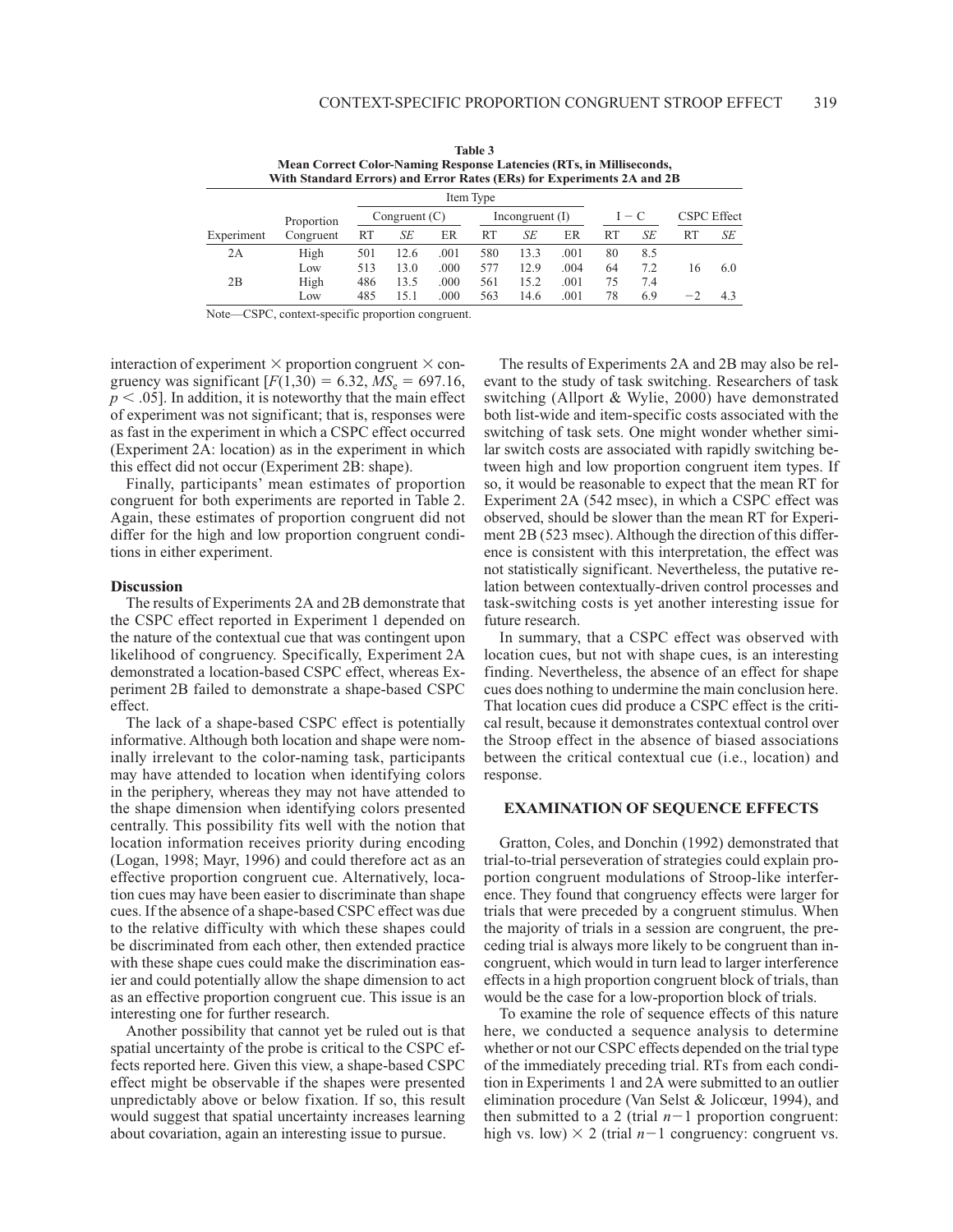**Table 3**
**Mean Correct Color-Naming Response Latencies (RTs, in Milliseconds, With Standard Errors) and Error Rates (ERs) for Experiments 2A and 2B**

| | | Item Type | | | | | | | | | |
|---|---|---|---|---|---|---|---|---|---|---|---|
| | | Congruent (C) | | | Incongruent (I) | | | I − C | | CSPC Effect | |
| Experiment | Proportion Congruent | RT | *SE* | ER | RT | *SE* | ER | RT | *SE* | RT | *SE* |
| 2A | High | 501 | 12.6 | .001 | 580 | 13.3 | .001 | 80 | 8.5 | | |
| | Low | 513 | 13.0 | .000 | 577 | 12.9 | .004 | 64 | 7.2 | 16 | 6.0 |
| 2B | High | 486 | 13.5 | .000 | 561 | 15.2 | .001 | 75 | 7.4 | | |
| | Low | 485 | 15.1 | .000 | 563 | 14.6 | .001 | 78 | 6.9 | −2 | 4.3 |

Note—CSPC, context-specific proportion congruent.

interaction of experiment × proportion congruent × congruency was significant [$F(1,30) = 6.32$, $MS_e = 697.16$, $p < .05$]. In addition, it is noteworthy that the main effect of experiment was not significant; that is, responses were as fast in the experiment in which a CSPC effect occurred (Experiment 2A: location) as in the experiment in which this effect did not occur (Experiment 2B: shape).

Finally, participants' mean estimates of proportion congruent for both experiments are reported in Table 2. Again, these estimates of proportion congruent did not differ for the high and low proportion congruent conditions in either experiment.

### Discussion

The results of Experiments 2A and 2B demonstrate that the CSPC effect reported in Experiment 1 depended on the nature of the contextual cue that was contingent upon likelihood of congruency. Specifically, Experiment 2A demonstrated a location-based CSPC effect, whereas Experiment 2B failed to demonstrate a shape-based CSPC effect.

The lack of a shape-based CSPC effect is potentially informative. Although both location and shape were nominally irrelevant to the color-naming task, participants may have attended to location when identifying colors in the periphery, whereas they may not have attended to the shape dimension when identifying colors presented centrally. This possibility fits well with the notion that location information receives priority during encoding (Logan, 1998; Mayr, 1996) and could therefore act as an effective proportion congruent cue. Alternatively, location cues may have been easier to discriminate than shape cues. If the absence of a shape-based CSPC effect was due to the relative difficulty with which these shapes could be discriminated from each other, then extended practice with these shape cues could make the discrimination easier and could potentially allow the shape dimension to act as an effective proportion congruent cue. This issue is an interesting one for further research.

Another possibility that cannot yet be ruled out is that spatial uncertainty of the probe is critical to the CSPC effects reported here. Given this view, a shape-based CSPC effect might be observable if the shapes were presented unpredictably above or below fixation. If so, this result would suggest that spatial uncertainty increases learning about covariation, again an interesting issue to pursue.

The results of Experiments 2A and 2B may also be relevant to the study of task switching. Researchers of task switching (Allport & Wylie, 2000) have demonstrated both list-wide and item-specific costs associated with the switching of task sets. One might wonder whether similar switch costs are associated with rapidly switching between high and low proportion congruent item types. If so, it would be reasonable to expect that the mean RT for Experiment 2A (542 msec), in which a CSPC effect was observed, should be slower than the mean RT for Experiment 2B (523 msec). Although the direction of this difference is consistent with this interpretation, the effect was not statistically significant. Nevertheless, the putative relation between contextually-driven control processes and task-switching costs is yet another interesting issue for future research.

In summary, that a CSPC effect was observed with location cues, but not with shape cues, is an interesting finding. Nevertheless, the absence of an effect for shape cues does nothing to undermine the main conclusion here. That location cues did produce a CSPC effect is the critical result, because it demonstrates contextual control over the Stroop effect in the absence of biased associations between the critical contextual cue (i.e., location) and response.

## EXAMINATION OF SEQUENCE EFFECTS

Gratton, Coles, and Donchin (1992) demonstrated that trial-to-trial perseveration of strategies could explain proportion congruent modulations of Stroop-like interference. They found that congruency effects were larger for trials that were preceded by a congruent stimulus. When the majority of trials in a session are congruent, the preceding trial is always more likely to be congruent than incongruent, which would in turn lead to larger interference effects in a high proportion congruent block of trials, than would be the case for a low-proportion block of trials.

To examine the role of sequence effects of this nature here, we conducted a sequence analysis to determine whether or not our CSPC effects depended on the trial type of the immediately preceding trial. RTs from each condition in Experiments 1 and 2A were submitted to an outlier elimination procedure (Van Selst & Jolicœur, 1994), and then submitted to a 2 (trial $n-1$ proportion congruent: high vs. low) × 2 (trial $n-1$ congruency: congruent vs.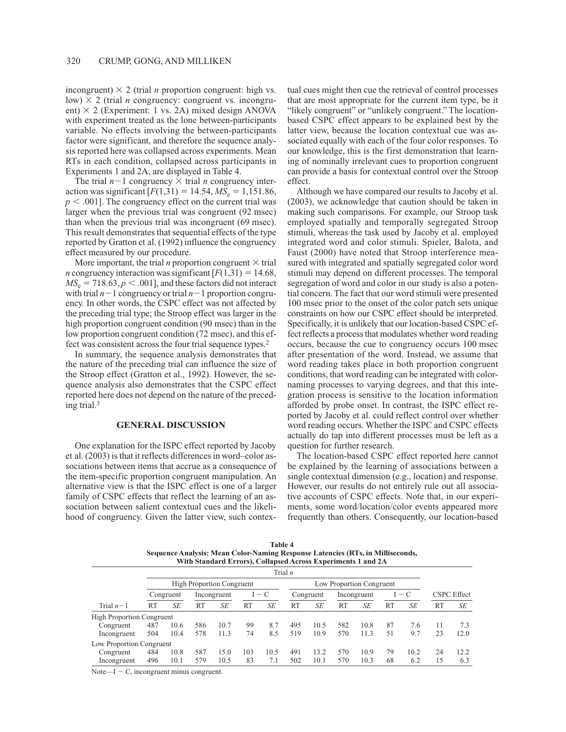incongruent) × 2 (trial *n* proportion congruent: high vs. low) × 2 (trial *n* congruency: congruent vs. incongruent) × 2 (Experiment: 1 vs. 2A) mixed design ANOVA with experiment treated as the lone between-participants variable. No effects involving the between-participants factor were significant, and therefore the sequence analysis reported here was collapsed across experiments. Mean RTs in each condition, collapsed across participants in Experiments 1 and 2A, are displayed in Table 4.

The trial $n-1$ congruency × trial $n$ congruency interaction was significant [$F(1,31) = 14.54$, $MS_e = 1{,}151.86$, $p < .001$]. The congruency effect on the current trial was larger when the previous trial was congruent (92 msec) than when the previous trial was incongruent (69 msec). This result demonstrates that sequential effects of the type reported by Gratton et al. (1992) influence the congruency effect measured by our procedure.

More important, the trial $n$ proportion congruent × trial $n$ congruency interaction was significant [$F(1,31) = 14.68$, $MS_e = 718.63$, $p < .001$], and these factors did not interact with trial $n-1$ congruency or trial $n-1$ proportion congruency. In other words, the CSPC effect was not affected by the preceding trial type; the Stroop effect was larger in the high proportion congruent condition (90 msec) than in the low proportion congruent condition (72 msec), and this effect was consistent across the four trial sequence types.[2]

In summary, the sequence analysis demonstrates that the nature of the preceding trial can influence the size of the Stroop effect (Gratton et al., 1992). However, the sequence analysis also demonstrates that the CSPC effect reported here does not depend on the nature of the preceding trial.[3]

## GENERAL DISCUSSION

One explanation for the ISPC effect reported by Jacoby et al. (2003) is that it reflects differences in word–color associations between items that accrue as a consequence of the item-specific proportion congruent manipulation. An alternative view is that the ISPC effect is one of a larger family of CSPC effects that reflect the learning of an association between salient contextual cues and the likelihood of congruency. Given the latter view, such contextual cues might then cue the retrieval of control processes that are most appropriate for the current item type, be it "likely congruent" or "unlikely congruent." The location-based CSPC effect appears to be explained best by the latter view, because the location contextual cue was associated equally with each of the four color responses. To our knowledge, this is the first demonstration that learning of nominally irrelevant cues to proportion congruent can provide a basis for contextual control over the Stroop effect.

Although we have compared our results to Jacoby et al. (2003), we acknowledge that caution should be taken in making such comparisons. For example, our Stroop task employed spatially and temporally segregated Stroop stimuli, whereas the task used by Jacoby et al. employed integrated word and color stimuli. Spieler, Balota, and Faust (2000) have noted that Stroop interference measured with integrated and spatially segregated color word stimuli may depend on different processes. The temporal segregation of word and color in our study is also a potential concern. The fact that our word stimuli were presented 100 msec prior to the onset of the color patch sets unique constraints on how our CSPC effect should be interpreted. Specifically, it is unlikely that our location-based CSPC effect reflects a process that modulates whether word reading occurs, because the cue to congruency occurs 100 msec after presentation of the word. Instead, we assume that word reading takes place in both proportion congruent conditions, that word reading can be integrated with color-naming processes to varying degrees, and that this integration process is sensitive to the location information afforded by probe onset. In contrast, the ISPC effect reported by Jacoby et al. could reflect control over whether word reading occurs. Whether the ISPC and CSPC effects actually do tap into different processes must be left as a question for further research.

The location-based CSPC effect reported here cannot be explained by the learning of associations between a single contextual dimension (e.g., location) and response. However, our results do not entirely rule out all associative accounts of CSPC effects. Note that, in our experiments, some word/location/color events appeared more frequently than others. Consequently, our location-based

**Table 4**
**Sequence Analysis: Mean Color-Naming Response Latencies (RTs, in Milliseconds, With Standard Errors), Collapsed Across Experiments 1 and 2A**

| | Trial *n* | | | | | | | | | | | | | |
|---|---|---|---|---|---|---|---|---|---|---|---|---|---|---|
| | High Proportion Congruent | | | | | | Low Proportion Congruent | | | | | | | |
| | Congruent | | Incongruent | | I − C | | Congruent | | Incongruent | | I − C | | CSPC Effect | |
| Trial $n-1$ | RT | *SE* | RT | *SE* | RT | *SE* | RT | *SE* | RT | *SE* | RT | *SE* | RT | *SE* |
| High Proportion Congruent | | | | | | | | | | | | | | |
| Congruent | 487 | 10.6 | 586 | 10.7 | 99 | 8.7 | 495 | 10.5 | 582 | 10.8 | 87 | 7.6 | 11 | 7.3 |
| Incongruent | 504 | 10.4 | 578 | 11.3 | 74 | 8.5 | 519 | 10.9 | 570 | 11.3 | 51 | 9.7 | 23 | 12.0 |
| Low Proportion Congruent | | | | | | | | | | | | | | |
| Congruent | 484 | 10.8 | 587 | 15.0 | 103 | 10.5 | 491 | 13.2 | 570 | 10.9 | 79 | 10.2 | 24 | 12.2 |
| Incongruent | 496 | 10.1 | 579 | 10.5 | 83 | 7.1 | 502 | 10.1 | 570 | 10.3 | 68 | 6.2 | 15 | 6.3 |

Note—I − C, incongruent minus congruent.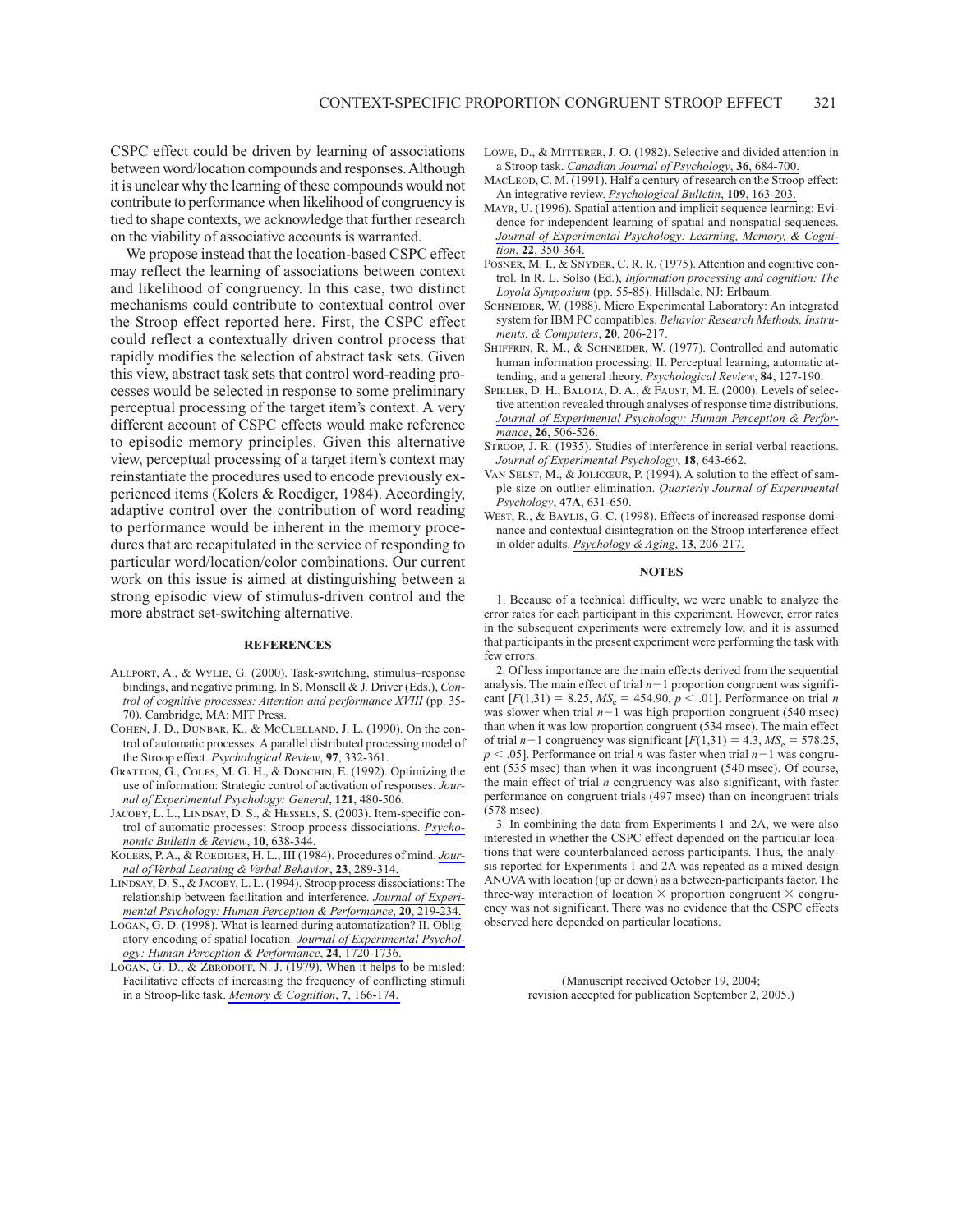CSPC effect could be driven by learning of associations between word/location compounds and responses. Although it is unclear why the learning of these compounds would not contribute to performance when likelihood of congruency is tied to shape contexts, we acknowledge that further research on the viability of associative accounts is warranted.

We propose instead that the location-based CSPC effect may reflect the learning of associations between context and likelihood of congruency. In this case, two distinct mechanisms could contribute to contextual control over the Stroop effect reported here. First, the CSPC effect could reflect a contextually driven control process that rapidly modifies the selection of abstract task sets. Given this view, abstract task sets that control word-reading processes would be selected in response to some preliminary perceptual processing of the target item's context. A very different account of CSPC effects would make reference to episodic memory principles. Given this alternative view, perceptual processing of a target item's context may reinstantiate the procedures used to encode previously experienced items (Kolers & Roediger, 1984). Accordingly, adaptive control over the contribution of word reading to performance would be inherent in the memory procedures that are recapitulated in the service of responding to particular word/location/color combinations. Our current work on this issue is aimed at distinguishing between a strong episodic view of stimulus-driven control and the more abstract set-switching alternative.

## REFERENCES

Allport, A., & Wylie, G. (2000). Task-switching, stimulus–response bindings, and negative priming. In S. Monsell & J. Driver (Eds.), *Control of cognitive processes: Attention and performance XVIII* (pp. 35-70). Cambridge, MA: MIT Press.

Cohen, J. D., Dunbar, K., & McClelland, J. L. (1990). On the control of automatic processes: A parallel distributed processing model of the Stroop effect. *Psychological Review*, **97**, 332-361.

Gratton, G., Coles, M. G. H., & Donchin, E. (1992). Optimizing the use of information: Strategic control of activation of responses. *Journal of Experimental Psychology: General*, **121**, 480-506.

Jacoby, L. L., Lindsay, D. S., & Hessels, S. (2003). Item-specific control of automatic processes: Stroop process dissociations. *Psychonomic Bulletin & Review*, **10**, 638-344.

Kolers, P. A., & Roediger, H. L., III (1984). Procedures of mind. *Journal of Verbal Learning & Verbal Behavior*, **23**, 289-314.

Lindsay, D. S., & Jacoby, L. L. (1994). Stroop process dissociations: The relationship between facilitation and interference. *Journal of Experimental Psychology: Human Perception & Performance*, **20**, 219-234.

Logan, G. D. (1998). What is learned during automatization? II. Obligatory encoding of spatial location. *Journal of Experimental Psychology: Human Perception & Performance*, **24**, 1720-1736.

Logan, G. D., & Zbrodoff, N. J. (1979). When it helps to be misled: Facilitative effects of increasing the frequency of conflicting stimuli in a Stroop-like task. *Memory & Cognition*, **7**, 166-174.

Lowe, D., & Mitterer, J. O. (1982). Selective and divided attention in a Stroop task. *Canadian Journal of Psychology*, **36**, 684-700.

MacLeod, C. M. (1991). Half a century of research on the Stroop effect: An integrative review. *Psychological Bulletin*, **109**, 163-203.

Mayr, U. (1996). Spatial attention and implicit sequence learning: Evidence for independent learning of spatial and nonspatial sequences. *Journal of Experimental Psychology: Learning, Memory, & Cognition*, **22**, 350-364.

Posner, M. I., & Snyder, C. R. R. (1975). Attention and cognitive control. In R. L. Solso (Ed.), *Information processing and cognition: The Loyola Symposium* (pp. 55-85). Hillsdale, NJ: Erlbaum.

Schneider, W. (1988). Micro Experimental Laboratory: An integrated system for IBM PC compatibles. *Behavior Research Methods, Instruments, & Computers*, **20**, 206-217.

Shiffrin, R. M., & Schneider, W. (1977). Controlled and automatic human information processing: II. Perceptual learning, automatic attending, and a general theory. *Psychological Review*, **84**, 127-190.

Spieler, D. H., Balota, D. A., & Faust, M. E. (2000). Levels of selective attention revealed through analyses of response time distributions. *Journal of Experimental Psychology: Human Perception & Performance*, **26**, 506-526.

Stroop, J. R. (1935). Studies of interference in serial verbal reactions. *Journal of Experimental Psychology*, **18**, 643-662.

Van Selst, M., & Jolicœur, P. (1994). A solution to the effect of sample size on outlier elimination. *Quarterly Journal of Experimental Psychology*, **47A**, 631-650.

West, R., & Baylis, G. C. (1998). Effects of increased response dominance and contextual disintegration on the Stroop interference effect in older adults. *Psychology & Aging*, **13**, 206-217.

## NOTES

1. Because of a technical difficulty, we were unable to analyze the error rates for each participant in this experiment. However, error rates in the subsequent experiments were extremely low, and it is assumed that participants in the present experiment were performing the task with few errors.

2. Of less importance are the main effects derived from the sequential analysis. The main effect of trial $n-1$ proportion congruent was significant [$F(1,31) = 8.25$, $MS_e = 454.90$, $p < .01$]. Performance on trial $n$ was slower when trial $n-1$ was high proportion congruent (540 msec) than when it was low proportion congruent (534 msec). The main effect of trial $n-1$ congruency was significant [$F(1,31) = 4.3$, $MS_e = 578.25$, $p < .05$]. Performance on trial $n$ was faster when trial $n-1$ was congruent (535 msec) than when it was incongruent (540 msec). Of course, the main effect of trial $n$ congruency was also significant, with faster performance on congruent trials (497 msec) than on incongruent trials (578 msec).

3. In combining the data from Experiments 1 and 2A, we were also interested in whether the CSPC effect depended on the particular locations that were counterbalanced across participants. Thus, the analysis reported for Experiments 1 and 2A was repeated as a mixed design ANOVA with location (up or down) as a between-participants factor. The three-way interaction of location × proportion congruent × congruency was not significant. There was no evidence that the CSPC effects observed here depended on particular locations.

(Manuscript received October 19, 2004;
revision accepted for publication September 2, 2005.)